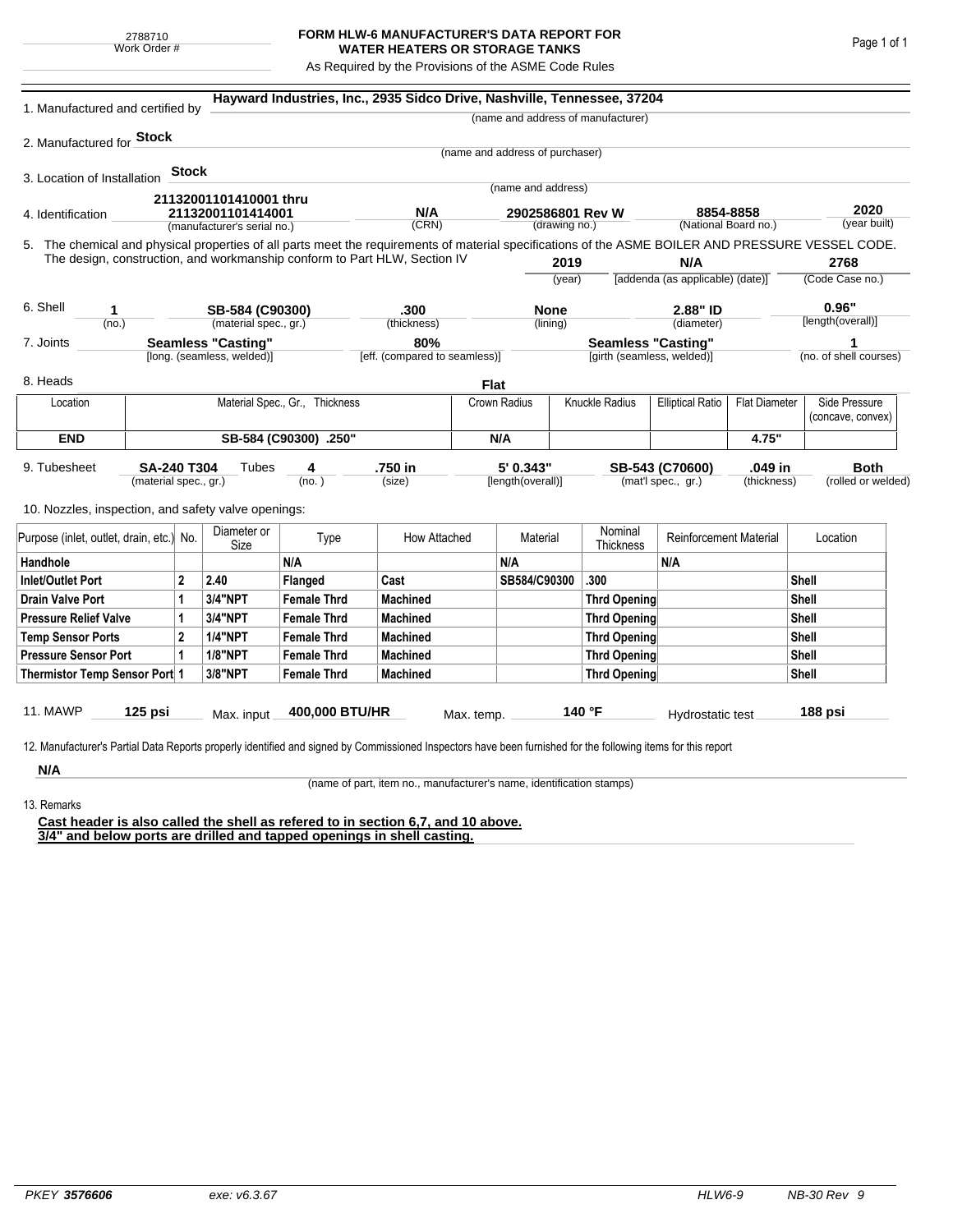2788710
Work Order #

# FORM HLW-6 MANUFACTURER'S DATA REPORT FOR WATER HEATERS OR STORAGE TANKS

As Required by the Provisions of the ASME Code Rules

1. Manufactured and certified by **Hayward Industries, Inc., 2935 Sidco Drive, Nashville, Tennessee, 37204**
(name and address of manufacturer)

2. Manufactured for **Stock**
(name and address of purchaser)

3. Location of Installation **Stock**
(name and address)

4. Identification **21132001101410001 thru 21132001101414001** (manufacturer's serial no.) | **N/A** (CRN) | **2902586801 Rev W** (drawing no.) | **8854-8858** (National Board no.) | **2020** (year built)

5. The chemical and physical properties of all parts meet the requirements of material specifications of the ASME BOILER AND PRESSURE VESSEL CODE. The design, construction, and workmanship conform to Part HLW, Section IV **2019** (year) | **N/A** [addenda (as applicable) (date)] | **2768** (Code Case no.)

6. Shell **1** (no.) | **SB-584 (C90300)** (material spec., gr.) | **.300** (thickness) | **None** (lining) | **2.88" ID** (diameter) | **0.96"** [length(overall)]

7. Joints **Seamless "Casting"** [long. (seamless, welded)] | **80%** [eff. (compared to seamless)] | **Seamless "Casting"** [girth (seamless, welded)] | **1** (no. of shell courses)

8. Heads **Flat**

| Location | Material Spec., Gr., Thickness | Crown Radius | Knuckle Radius | Elliptical Ratio | Flat Diameter | Side Pressure (concave, convex) |
|---|---|---|---|---|---|---|
| **END** | **SB-584 (C90300) .250"** | **N/A** | | | **4.75"** | |

9. Tubesheet **SA-240 T304** (material spec., gr.) Tubes **4** (no.) | **.750 in** (size) | **5' 0.343"** [length(overall)] | **SB-543 (C70600)** (mat'l spec., gr.) | **.049 in** (thickness) | **Both** (rolled or welded)

10. Nozzles, inspection, and safety valve openings:

| Purpose (inlet, outlet, drain, etc.) | No. | Diameter or Size | Type | How Attached | Material | Nominal Thickness | Reinforcement Material | Location |
|---|---|---|---|---|---|---|---|---|
| **Handhole** | | | **N/A** | | **N/A** | | **N/A** | |
| **Inlet/Outlet Port** | **2** | **2.40** | **Flanged** | **Cast** | **SB584/C90300** | **.300** | | **Shell** |
| **Drain Valve Port** | **1** | **3/4"NPT** | **Female Thrd** | **Machined** | | **Thrd Opening** | | **Shell** |
| **Pressure Relief Valve** | **1** | **3/4"NPT** | **Female Thrd** | **Machined** | | **Thrd Opening** | | **Shell** |
| **Temp Sensor Ports** | **2** | **1/4"NPT** | **Female Thrd** | **Machined** | | **Thrd Opening** | | **Shell** |
| **Pressure Sensor Port** | **1** | **1/8"NPT** | **Female Thrd** | **Machined** | | **Thrd Opening** | | **Shell** |
| **Thermistor Temp Sensor Port** | **1** | **3/8"NPT** | **Female Thrd** | **Machined** | | **Thrd Opening** | | **Shell** |

11. MAWP **125 psi** Max. input **400,000 BTU/HR** Max. temp. **140 °F** Hydrostatic test **188 psi**

12. Manufacturer's Partial Data Reports properly identified and signed by Commissioned Inspectors have been furnished for the following items for this report

**N/A**
(name of part, item no., manufacturer's name, identification stamps)

13. Remarks

**Cast header is also called the shell as refered to in section 6,7, and 10 above.**
**3/4" and below ports are drilled and tapped openings in shell casting.**

PKEY **3576606** exe: v6.3.67 HLW6-9 NB-30 Rev 9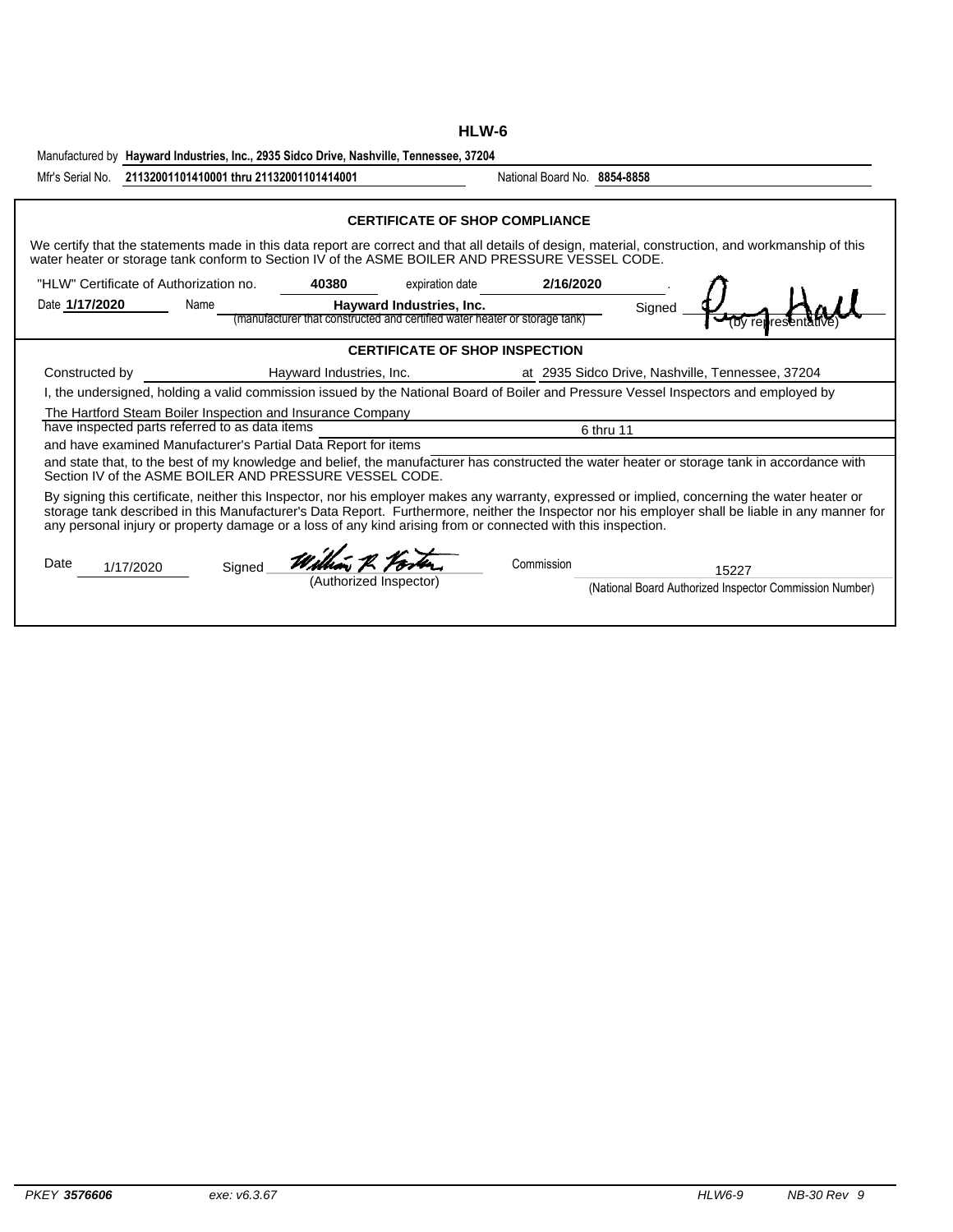# HLW-6

Manufactured by **Hayward Industries, Inc., 2935 Sidco Drive, Nashville, Tennessee, 37204**

Mfr's Serial No. **21132001101410001 thru 21132001101414001** National Board No. **8854-8858**

## CERTIFICATE OF SHOP COMPLIANCE

We certify that the statements made in this data report are correct and that all details of design, material, construction, and workmanship of this water heater or storage tank conform to Section IV of the ASME BOILER AND PRESSURE VESSEL CODE.

"HLW" Certificate of Authorization no. **40380** expiration date **2/16/2020**

Date **1/17/2020** Name **Hayward Industries, Inc.** (manufacturer that constructed and certified water heater or storage tank) Signed (by representative)

## CERTIFICATE OF SHOP INSPECTION

Constructed by Hayward Industries, Inc. at 2935 Sidco Drive, Nashville, Tennessee, 37204

I, the undersigned, holding a valid commission issued by the National Board of Boiler and Pressure Vessel Inspectors and employed by

The Hartford Steam Boiler Inspection and Insurance Company

have inspected parts referred to as data items 6 thru 11

and have examined Manufacturer's Partial Data Report for items

and state that, to the best of my knowledge and belief, the manufacturer has constructed the water heater or storage tank in accordance with Section IV of the ASME BOILER AND PRESSURE VESSEL CODE.

By signing this certificate, neither this Inspector, nor his employer makes any warranty, expressed or implied, concerning the water heater or storage tank described in this Manufacturer's Data Report. Furthermore, neither the Inspector nor his employer shall be liable in any manner for any personal injury or property damage or a loss of any kind arising from or connected with this inspection.

Date 1/17/2020 Signed (Authorized Inspector) Commission 15227 (National Board Authorized Inspector Commission Number)

*PKEY* ***3576606*** *exe: v6.3.67* *HLW6-9* *NB-30 Rev 9*